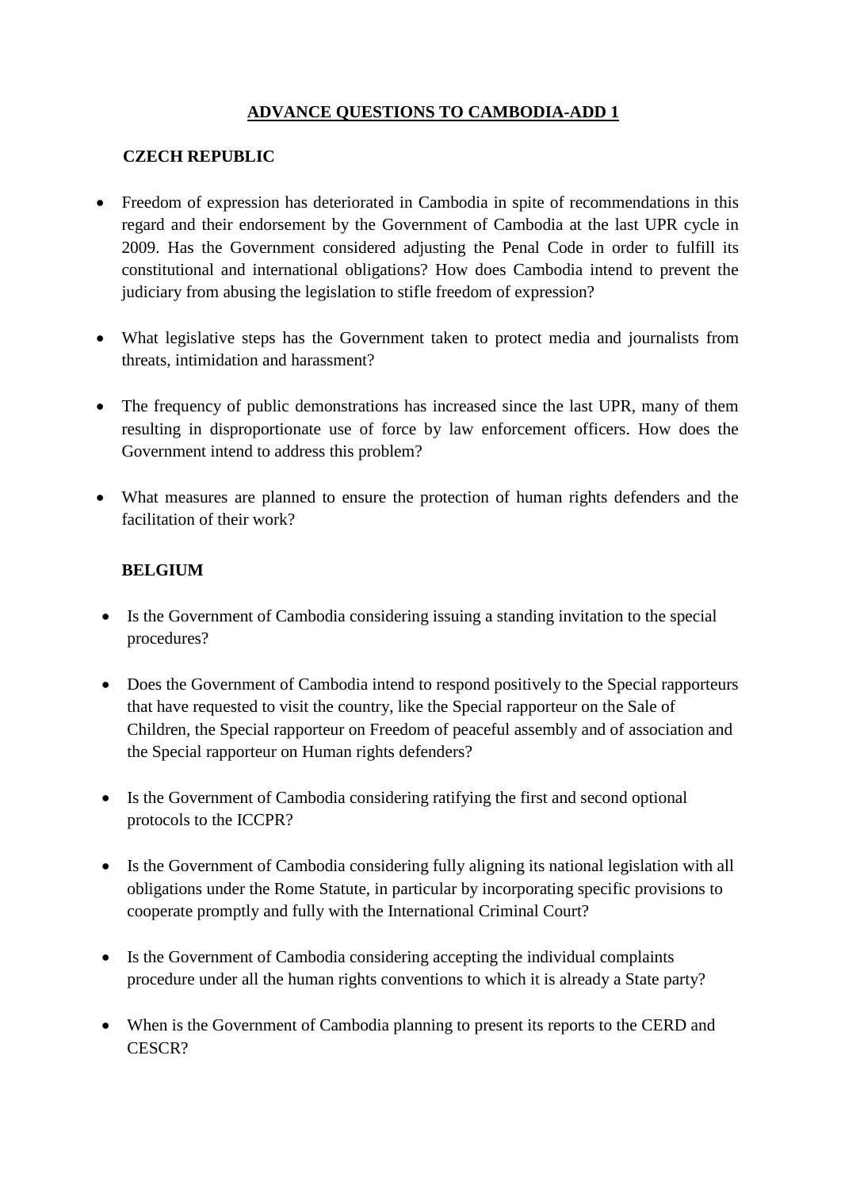# ADVANCE QUESTIONS TO CAMBODIA-ADD 1

## CZECH REPUBLIC

- Freedom of expression has deteriorated in Cambodia in spite of recommendations in this regard and their endorsement by the Government of Cambodia at the last UPR cycle in 2009. Has the Government considered adjusting the Penal Code in order to fulfill its constitutional and international obligations? How does Cambodia intend to prevent the judiciary from abusing the legislation to stifle freedom of expression?

- What legislative steps has the Government taken to protect media and journalists from threats, intimidation and harassment?

- The frequency of public demonstrations has increased since the last UPR, many of them resulting in disproportionate use of force by law enforcement officers. How does the Government intend to address this problem?

- What measures are planned to ensure the protection of human rights defenders and the facilitation of their work?

## BELGIUM

- Is the Government of Cambodia considering issuing a standing invitation to the special procedures?

- Does the Government of Cambodia intend to respond positively to the Special rapporteurs that have requested to visit the country, like the Special rapporteur on the Sale of Children, the Special rapporteur on Freedom of peaceful assembly and of association and the Special rapporteur on Human rights defenders?

- Is the Government of Cambodia considering ratifying the first and second optional protocols to the ICCPR?

- Is the Government of Cambodia considering fully aligning its national legislation with all obligations under the Rome Statute, in particular by incorporating specific provisions to cooperate promptly and fully with the International Criminal Court?

- Is the Government of Cambodia considering accepting the individual complaints procedure under all the human rights conventions to which it is already a State party?

- When is the Government of Cambodia planning to present its reports to the CERD and CESCR?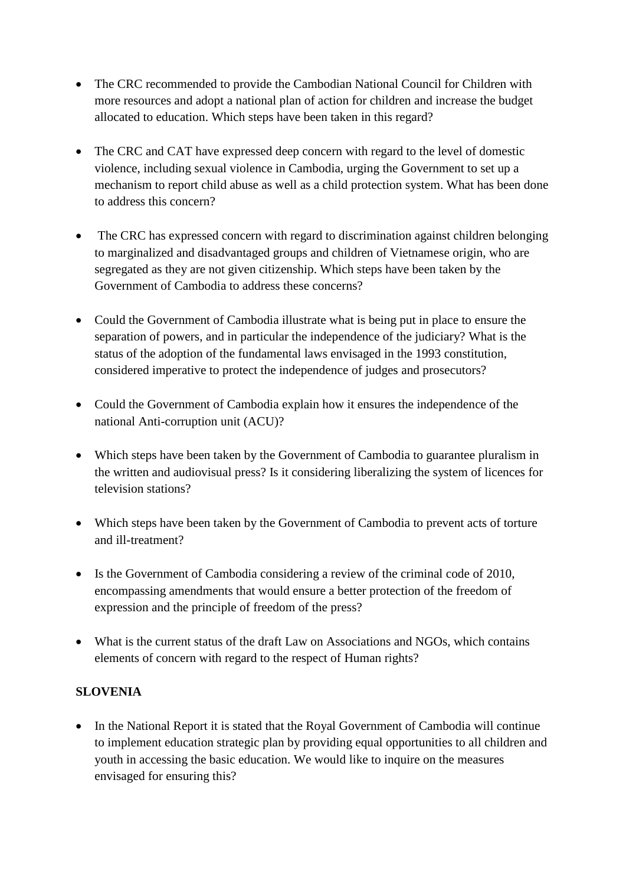- The CRC recommended to provide the Cambodian National Council for Children with more resources and adopt a national plan of action for children and increase the budget allocated to education. Which steps have been taken in this regard?

- The CRC and CAT have expressed deep concern with regard to the level of domestic violence, including sexual violence in Cambodia, urging the Government to set up a mechanism to report child abuse as well as a child protection system. What has been done to address this concern?

- The CRC has expressed concern with regard to discrimination against children belonging to marginalized and disadvantaged groups and children of Vietnamese origin, who are segregated as they are not given citizenship. Which steps have been taken by the Government of Cambodia to address these concerns?

- Could the Government of Cambodia illustrate what is being put in place to ensure the separation of powers, and in particular the independence of the judiciary? What is the status of the adoption of the fundamental laws envisaged in the 1993 constitution, considered imperative to protect the independence of judges and prosecutors?

- Could the Government of Cambodia explain how it ensures the independence of the national Anti-corruption unit (ACU)?

- Which steps have been taken by the Government of Cambodia to guarantee pluralism in the written and audiovisual press? Is it considering liberalizing the system of licences for television stations?

- Which steps have been taken by the Government of Cambodia to prevent acts of torture and ill-treatment?

- Is the Government of Cambodia considering a review of the criminal code of 2010, encompassing amendments that would ensure a better protection of the freedom of expression and the principle of freedom of the press?

- What is the current status of the draft Law on Associations and NGOs, which contains elements of concern with regard to the respect of Human rights?

**SLOVENIA**

- In the National Report it is stated that the Royal Government of Cambodia will continue to implement education strategic plan by providing equal opportunities to all children and youth in accessing the basic education. We would like to inquire on the measures envisaged for ensuring this?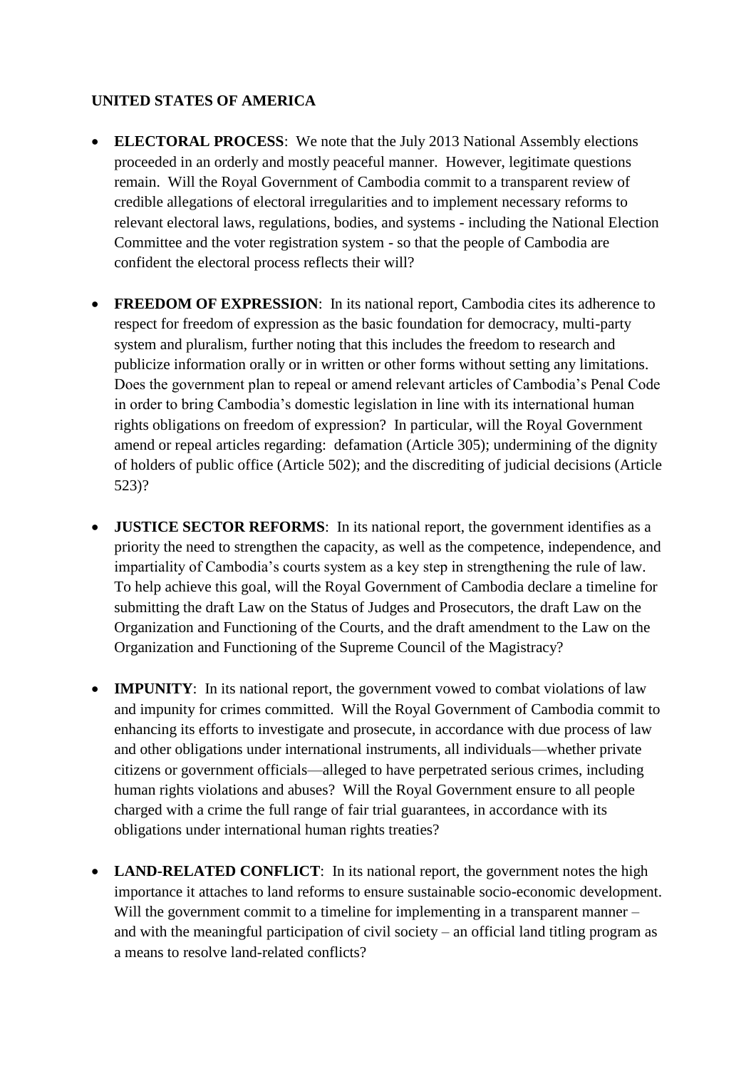**UNITED STATES OF AMERICA**

- **ELECTORAL PROCESS**: We note that the July 2013 National Assembly elections proceeded in an orderly and mostly peaceful manner. However, legitimate questions remain. Will the Royal Government of Cambodia commit to a transparent review of credible allegations of electoral irregularities and to implement necessary reforms to relevant electoral laws, regulations, bodies, and systems - including the National Election Committee and the voter registration system - so that the people of Cambodia are confident the electoral process reflects their will?

- **FREEDOM OF EXPRESSION**: In its national report, Cambodia cites its adherence to respect for freedom of expression as the basic foundation for democracy, multi-party system and pluralism, further noting that this includes the freedom to research and publicize information orally or in written or other forms without setting any limitations. Does the government plan to repeal or amend relevant articles of Cambodia's Penal Code in order to bring Cambodia's domestic legislation in line with its international human rights obligations on freedom of expression? In particular, will the Royal Government amend or repeal articles regarding: defamation (Article 305); undermining of the dignity of holders of public office (Article 502); and the discrediting of judicial decisions (Article 523)?

- **JUSTICE SECTOR REFORMS**: In its national report, the government identifies as a priority the need to strengthen the capacity, as well as the competence, independence, and impartiality of Cambodia's courts system as a key step in strengthening the rule of law. To help achieve this goal, will the Royal Government of Cambodia declare a timeline for submitting the draft Law on the Status of Judges and Prosecutors, the draft Law on the Organization and Functioning of the Courts, and the draft amendment to the Law on the Organization and Functioning of the Supreme Council of the Magistracy?

- **IMPUNITY**: In its national report, the government vowed to combat violations of law and impunity for crimes committed. Will the Royal Government of Cambodia commit to enhancing its efforts to investigate and prosecute, in accordance with due process of law and other obligations under international instruments, all individuals—whether private citizens or government officials—alleged to have perpetrated serious crimes, including human rights violations and abuses? Will the Royal Government ensure to all people charged with a crime the full range of fair trial guarantees, in accordance with its obligations under international human rights treaties?

- **LAND-RELATED CONFLICT**: In its national report, the government notes the high importance it attaches to land reforms to ensure sustainable socio-economic development. Will the government commit to a timeline for implementing in a transparent manner – and with the meaningful participation of civil society – an official land titling program as a means to resolve land-related conflicts?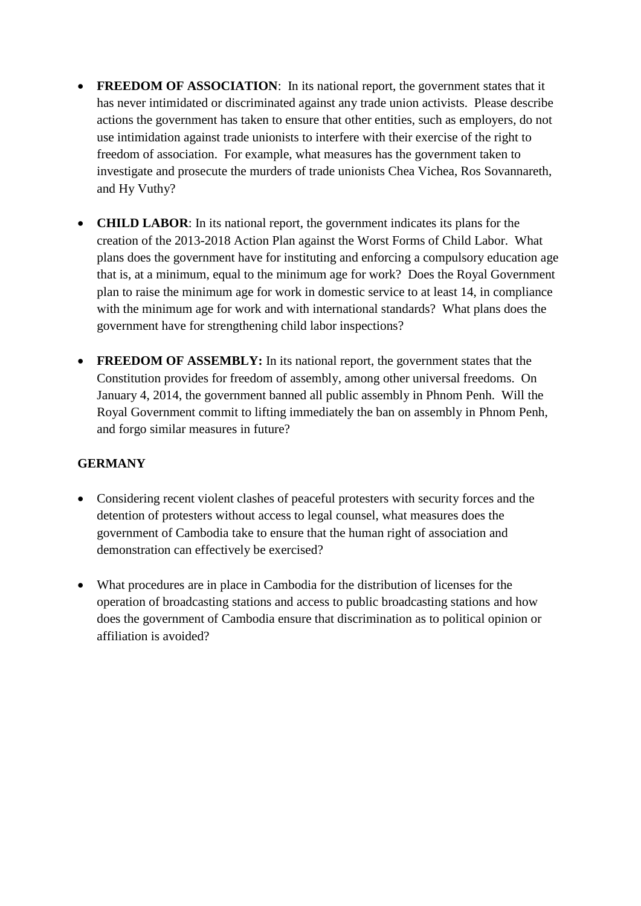- **FREEDOM OF ASSOCIATION**: In its national report, the government states that it has never intimidated or discriminated against any trade union activists. Please describe actions the government has taken to ensure that other entities, such as employers, do not use intimidation against trade unionists to interfere with their exercise of the right to freedom of association. For example, what measures has the government taken to investigate and prosecute the murders of trade unionists Chea Vichea, Ros Sovannareth, and Hy Vuthy?

- **CHILD LABOR**: In its national report, the government indicates its plans for the creation of the 2013-2018 Action Plan against the Worst Forms of Child Labor. What plans does the government have for instituting and enforcing a compulsory education age that is, at a minimum, equal to the minimum age for work? Does the Royal Government plan to raise the minimum age for work in domestic service to at least 14, in compliance with the minimum age for work and with international standards? What plans does the government have for strengthening child labor inspections?

- **FREEDOM OF ASSEMBLY:** In its national report, the government states that the Constitution provides for freedom of assembly, among other universal freedoms. On January 4, 2014, the government banned all public assembly in Phnom Penh. Will the Royal Government commit to lifting immediately the ban on assembly in Phnom Penh, and forgo similar measures in future?

**GERMANY**

- Considering recent violent clashes of peaceful protesters with security forces and the detention of protesters without access to legal counsel, what measures does the government of Cambodia take to ensure that the human right of association and demonstration can effectively be exercised?

- What procedures are in place in Cambodia for the distribution of licenses for the operation of broadcasting stations and access to public broadcasting stations and how does the government of Cambodia ensure that discrimination as to political opinion or affiliation is avoided?